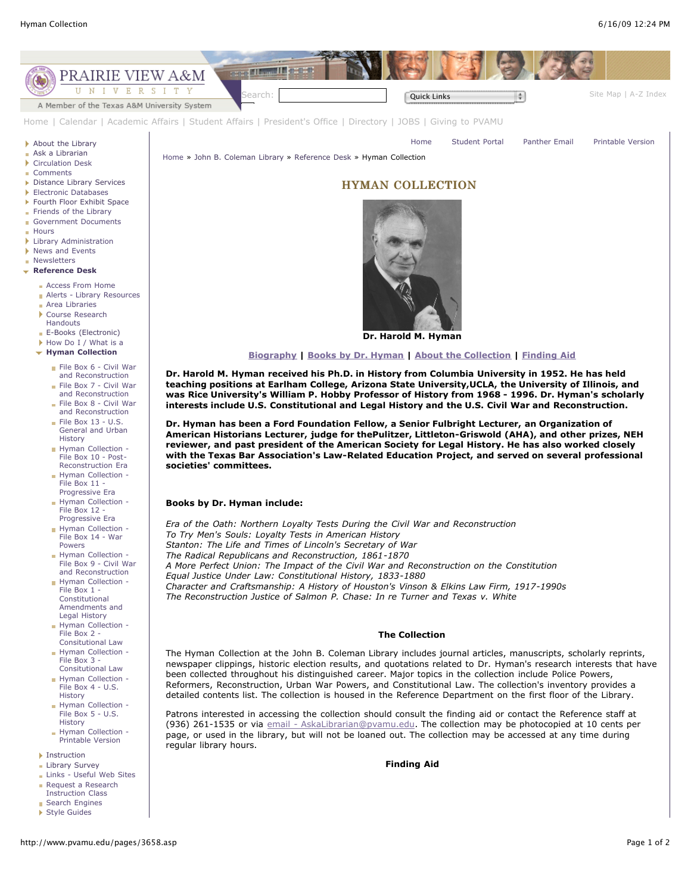Hyman Collection

A Member of the Texas A&M University System

Home | Calendar | Academic Affairs | Student Affairs | President's Office | Directory | JOBS | Giving to PVAMU

- About the Library
- Ask a Librarian
- Circulation Desk
- Comments
- Distance Library Services
- Electronic Databases
- Fourth Floor Exhibit Space
- Friends of the Library
- Government Documents
- Hours
- Library Administration
- News and Events
- Newsletters
- **Reference Desk**
  - Access From Home
  - Alerts - Library Resources
  - Area Libraries
  - Course Research Handouts
  - E-Books (Electronic)
  - How Do I / What is a
  - **Hyman Collection**
    - File Box 6 - Civil War and Reconstruction
    - File Box 7 - Civil War and Reconstruction
    - File Box 8 - Civil War and Reconstruction
    - File Box 13 - U.S. General and Urban History
    - Hyman Collection - File Box 10 - Post-Reconstruction Era
    - Hyman Collection - File Box 11 - Progressive Era
    - Hyman Collection - File Box 12 - Progressive Era
    - Hyman Collection - File Box 14 - War Powers
    - Hyman Collection - File Box 9 - Civil War and Reconstruction
    - Hyman Collection - File Box 1 - Constitutional Amendments and Legal History
    - Hyman Collection - File Box 2 - Consitutional Law
    - Hyman Collection - File Box 3 - Constitutional Law
    - Hyman Collection - File Box 4 - U.S. History
    - Hyman Collection - File Box 5 - U.S. History
    - Hyman Collection - Printable Version
  - Instruction
  - Library Survey
  - Links - Useful Web Sites
  - Request a Research Instruction Class
  - Search Engines
  - Style Guides

Home | Student Portal | Panther Email | Printable Version

Home » John B. Coleman Library » Reference Desk » Hyman Collection

# HYMAN COLLECTION

**Dr. Harold M. Hyman**

**Biography | Books by Dr. Hyman | About the Collection | Finding Aid**

**Dr. Harold M. Hyman received his Ph.D. in History from Columbia University in 1952. He has held teaching positions at Earlham College, Arizona State University,UCLA, the University of Illinois, and was Rice University's William P. Hobby Professor of History from 1968 - 1996. Dr. Hyman's scholarly interests include U.S. Constitutional and Legal History and the U.S. Civil War and Reconstruction.**

**Dr. Hyman has been a Ford Foundation Fellow, a Senior Fulbright Lecturer, an Organization of American Historians Lecturer, judge for thePulitzer, Littleton-Griswold (AHA), and other prizes, NEH reviewer, and past president of the American Society for Legal History. He has also worked closely with the Texas Bar Association's Law-Related Education Project, and served on several professional societies' committees.**

**Books by Dr. Hyman include:**

*Era of the Oath: Northern Loyalty Tests During the Civil War and Reconstruction*
*To Try Men's Souls: Loyalty Tests in American History*
*Stanton: The Life and Times of Lincoln's Secretary of War*
*The Radical Republicans and Reconstruction, 1861-1870*
*A More Perfect Union: The Impact of the Civil War and Reconstruction on the Constitution*
*Equal Justice Under Law: Constitutional History, 1833-1880*
*Character and Craftsmanship: A History of Houston's Vinson & Elkins Law Firm, 1917-1990s*
*The Reconstruction Justice of Salmon P. Chase: In re Turner and Texas v. White*

**The Collection**

The Hyman Collection at the John B. Coleman Library includes journal articles, manuscripts, scholarly reprints, newspaper clippings, historic election results, and quotations related to Dr. Hyman's research interests that have been collected throughout his distinguished career. Major topics in the collection include Police Powers, Reformers, Reconstruction, Urban War Powers, and Constitutional Law. The collection's inventory provides a detailed contents list. The collection is housed in the Reference Department on the first floor of the Library.

Patrons interested in accessing the collection should consult the finding aid or contact the Reference staff at (936) 261-1535 or via email - AskaLibrarian@pvamu.edu. The collection may be photocopied at 10 cents per page, or used in the library, but will not be loaned out. The collection may be accessed at any time during regular library hours.

**Finding Aid**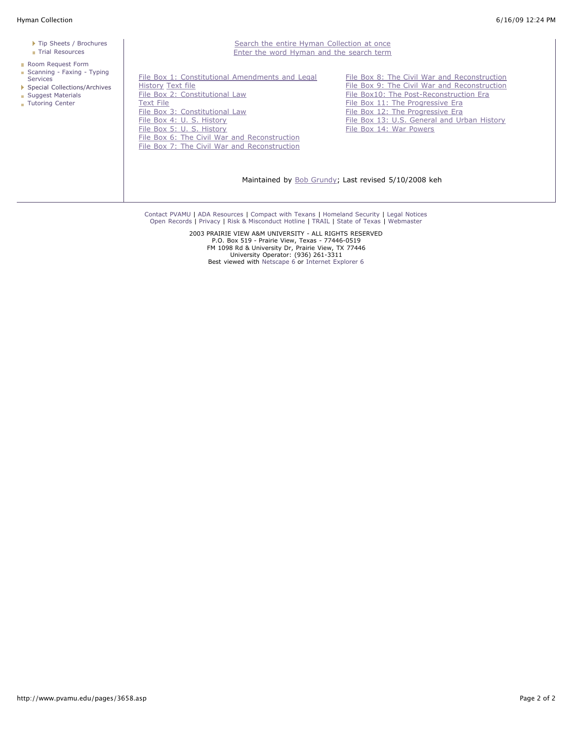- Tip Sheets / Brochures
- Trial Resources
- Room Request Form
- Scanning - Faxing - Typing Services
- Special Collections/Archives
- Suggest Materials
- Tutoring Center

Search the entire Hyman Collection at once
Enter the word Hyman and the search term

File Box 1: Constitutional Amendments and Legal History Text file
File Box 2: Constitutional Law
Text File
File Box 3: Constitutional Law
File Box 4: U. S. History
File Box 5: U. S. History
File Box 6: The Civil War and Reconstruction
File Box 7: The Civil War and Reconstruction

File Box 8: The Civil War and Reconstruction
File Box 9: The Civil War and Reconstruction
File Box10: The Post-Reconstruction Era
File Box 11: The Progressive Era
File Box 12: The Progressive Era
File Box 13: U.S. General and Urban History
File Box 14: War Powers

Maintained by Bob Grundy; Last revised 5/10/2008 keh

Contact PVAMU | ADA Resources | Compact with Texans | Homeland Security | Legal Notices
Open Records | Privacy | Risk & Misconduct Hotline | TRAIL | State of Texas | Webmaster

2003 PRAIRIE VIEW A&M UNIVERSITY - ALL RIGHTS RESERVED
P.O. Box 519 - Prairie View, Texas - 77446-0519
FM 1098 Rd & University Dr, Prairie View, TX 77446
University Operator: (936) 261-3311
Best viewed with Netscape 6 or Internet Explorer 6